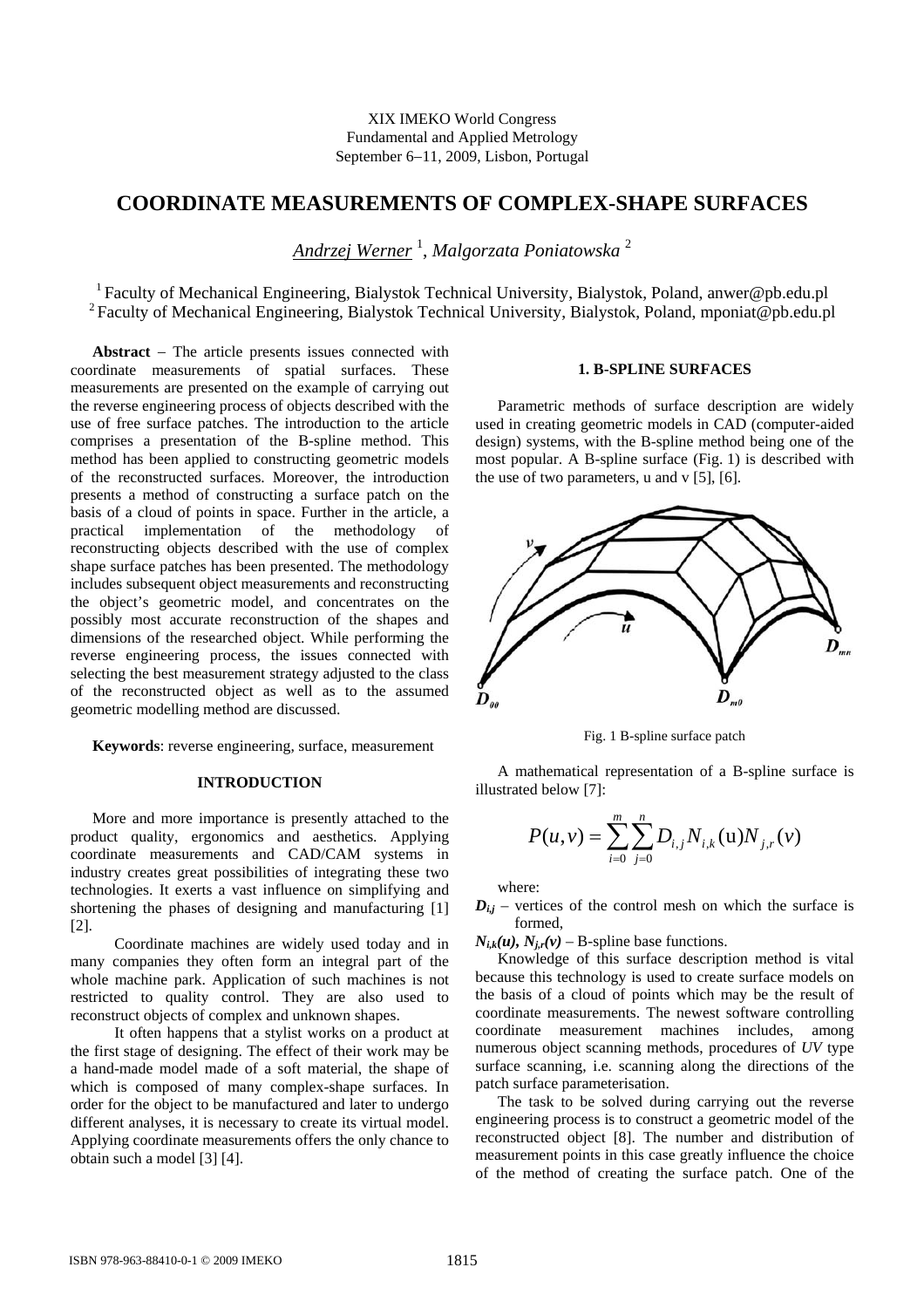XIX IMEKO World Congress
Fundamental and Applied Metrology
September 6–11, 2009, Lisbon, Portugal

# COORDINATE MEASUREMENTS OF COMPLEX-SHAPE SURFACES

*Andrzej Werner* [1], *Malgorzata Poniatowska* [2]

[1] Faculty of Mechanical Engineering, Bialystok Technical University, Bialystok, Poland, anwer@pb.edu.pl
[2] Faculty of Mechanical Engineering, Bialystok Technical University, Bialystok, Poland, mponiat@pb.edu.pl

**Abstract** – The article presents issues connected with coordinate measurements of spatial surfaces. These measurements are presented on the example of carrying out the reverse engineering process of objects described with the use of free surface patches. The introduction to the article comprises a presentation of the B-spline method. This method has been applied to constructing geometric models of the reconstructed surfaces. Moreover, the introduction presents a method of constructing a surface patch on the basis of a cloud of points in space. Further in the article, a practical implementation of the methodology of reconstructing objects described with the use of complex shape surface patches has been presented. The methodology includes subsequent object measurements and reconstructing the object's geometric model, and concentrates on the possibly most accurate reconstruction of the shapes and dimensions of the researched object. While performing the reverse engineering process, the issues connected with selecting the best measurement strategy adjusted to the class of the reconstructed object as well as to the assumed geometric modelling method are discussed.

**Keywords**: reverse engineering, surface, measurement

## INTRODUCTION

More and more importance is presently attached to the product quality, ergonomics and aesthetics. Applying coordinate measurements and CAD/CAM systems in industry creates great possibilities of integrating these two technologies. It exerts a vast influence on simplifying and shortening the phases of designing and manufacturing [1] [2].

Coordinate machines are widely used today and in many companies they often form an integral part of the whole machine park. Application of such machines is not restricted to quality control. They are also used to reconstruct objects of complex and unknown shapes.

It often happens that a stylist works on a product at the first stage of designing. The effect of their work may be a hand-made model made of a soft material, the shape of which is composed of many complex-shape surfaces. In order for the object to be manufactured and later to undergo different analyses, it is necessary to create its virtual model. Applying coordinate measurements offers the only chance to obtain such a model [3] [4].

## 1. B-SPLINE SURFACES

Parametric methods of surface description are widely used in creating geometric models in CAD (computer-aided design) systems, with the B-spline method being one of the most popular. A B-spline surface (Fig. 1) is described with the use of two parameters, u and v [5], [6].

Fig. 1 B-spline surface patch

A mathematical representation of a B-spline surface is illustrated below [7]:

$$P(u,v) = \sum_{i=0}^{m} \sum_{j=0}^{n} D_{i,j} N_{i,k}(u) N_{j,r}(v)$$

where:

$D_{i,j}$ – vertices of the control mesh on which the surface is formed,

$N_{i,k}(u)$, $N_{j,r}(v)$ – B-spline base functions.

Knowledge of this surface description method is vital because this technology is used to create surface models on the basis of a cloud of points which may be the result of coordinate measurements. The newest software controlling coordinate measurement machines includes, among numerous object scanning methods, procedures of *UV* type surface scanning, i.e. scanning along the directions of the patch surface parameterisation.

The task to be solved during carrying out the reverse engineering process is to construct a geometric model of the reconstructed object [8]. The number and distribution of measurement points in this case greatly influence the choice of the method of creating the surface patch. One of the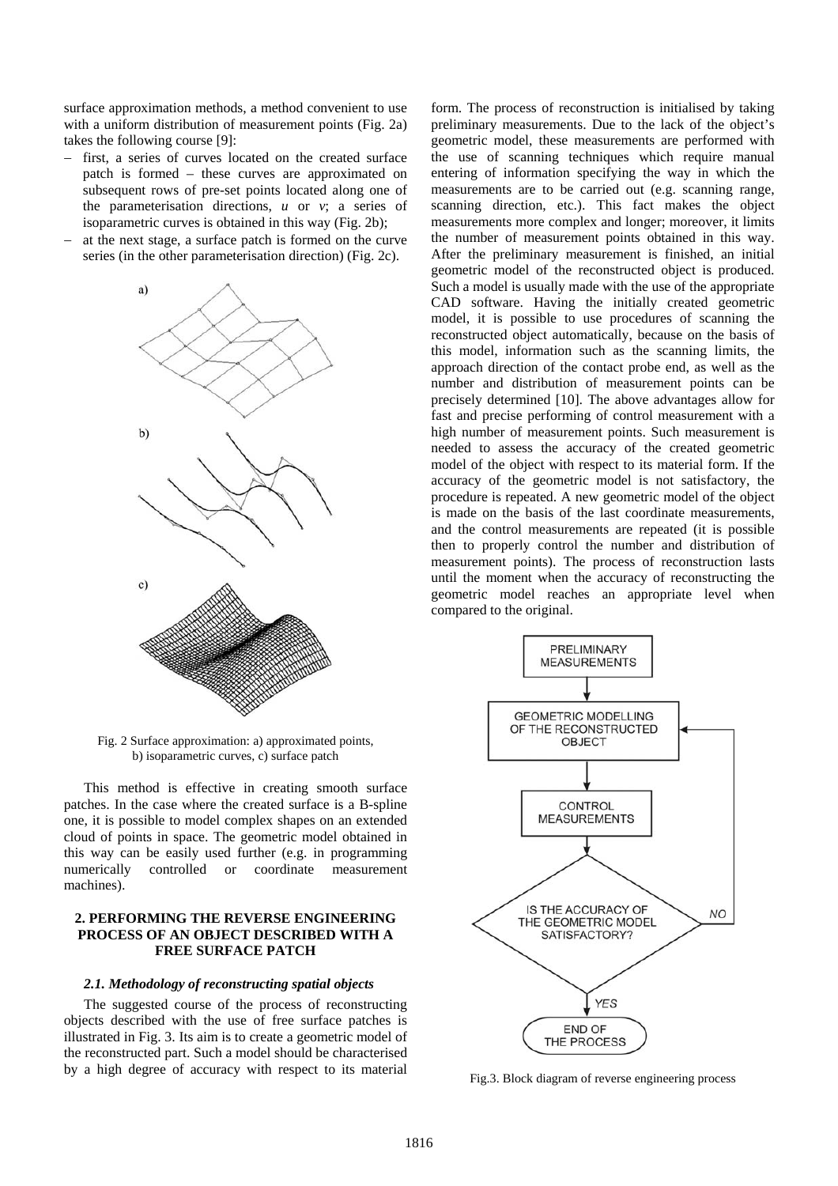surface approximation methods, a method convenient to use with a uniform distribution of measurement points (Fig. 2a) takes the following course [9]:

- first, a series of curves located on the created surface patch is formed – these curves are approximated on subsequent rows of pre-set points located along one of the parameterisation directions, *u* or *v*; a series of isoparametric curves is obtained in this way (Fig. 2b);
- at the next stage, a surface patch is formed on the curve series (in the other parameterisation direction) (Fig. 2c).

Fig. 2 Surface approximation: a) approximated points, b) isoparametric curves, c) surface patch

This method is effective in creating smooth surface patches. In the case where the created surface is a B-spline one, it is possible to model complex shapes on an extended cloud of points in space. The geometric model obtained in this way can be easily used further (e.g. in programming numerically controlled or coordinate measurement machines).

## 2. PERFORMING THE REVERSE ENGINEERING PROCESS OF AN OBJECT DESCRIBED WITH A FREE SURFACE PATCH

### *2.1. Methodology of reconstructing spatial objects*

The suggested course of the process of reconstructing objects described with the use of free surface patches is illustrated in Fig. 3. Its aim is to create a geometric model of the reconstructed part. Such a model should be characterised by a high degree of accuracy with respect to its material form. The process of reconstruction is initialised by taking preliminary measurements. Due to the lack of the object's geometric model, these measurements are performed with the use of scanning techniques which require manual entering of information specifying the way in which the measurements are to be carried out (e.g. scanning range, scanning direction, etc.). This fact makes the object measurements more complex and longer; moreover, it limits the number of measurement points obtained in this way. After the preliminary measurement is finished, an initial geometric model of the reconstructed object is produced. Such a model is usually made with the use of the appropriate CAD software. Having the initially created geometric model, it is possible to use procedures of scanning the reconstructed object automatically, because on the basis of this model, information such as the scanning limits, the approach direction of the contact probe end, as well as the number and distribution of measurement points can be precisely determined [10]. The above advantages allow for fast and precise performing of control measurement with a high number of measurement points. Such measurement is needed to assess the accuracy of the created geometric model of the object with respect to its material form. If the accuracy of the geometric model is not satisfactory, the procedure is repeated. A new geometric model of the object is made on the basis of the last coordinate measurements, and the control measurements are repeated (it is possible then to properly control the number and distribution of measurement points). The process of reconstruction lasts until the moment when the accuracy of reconstructing the geometric model reaches an appropriate level when compared to the original.

Fig.3. Block diagram of reverse engineering process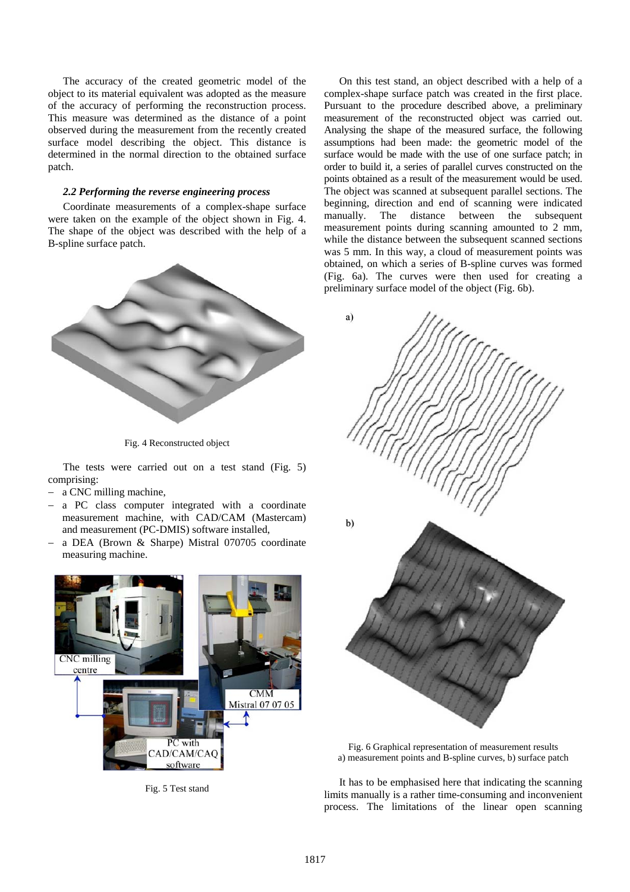The accuracy of the created geometric model of the object to its material equivalent was adopted as the measure of the accuracy of performing the reconstruction process. This measure was determined as the distance of a point observed during the measurement from the recently created surface model describing the object. This distance is determined in the normal direction to the obtained surface patch.

### 2.2 Performing the reverse engineering process

Coordinate measurements of a complex-shape surface were taken on the example of the object shown in Fig. 4. The shape of the object was described with the help of a B-spline surface patch.

Fig. 4 Reconstructed object

The tests were carried out on a test stand (Fig. 5) comprising:

- a CNC milling machine,
- a PC class computer integrated with a coordinate measurement machine, with CAD/CAM (Mastercam) and measurement (PC-DMIS) software installed,
- a DEA (Brown & Sharpe) Mistral 070705 coordinate measuring machine.

Fig. 5 Test stand

On this test stand, an object described with a help of a complex-shape surface patch was created in the first place. Pursuant to the procedure described above, a preliminary measurement of the reconstructed object was carried out. Analysing the shape of the measured surface, the following assumptions had been made: the geometric model of the surface would be made with the use of one surface patch; in order to build it, a series of parallel curves constructed on the points obtained as a result of the measurement would be used. The object was scanned at subsequent parallel sections. The beginning, direction and end of scanning were indicated manually. The distance between the subsequent measurement points during scanning amounted to 2 mm, while the distance between the subsequent scanned sections was 5 mm. In this way, a cloud of measurement points was obtained, on which a series of B-spline curves was formed (Fig. 6a). The curves were then used for creating a preliminary surface model of the object (Fig. 6b).

Fig. 6 Graphical representation of measurement results
a) measurement points and B-spline curves, b) surface patch

It has to be emphasised here that indicating the scanning limits manually is a rather time-consuming and inconvenient process. The limitations of the linear open scanning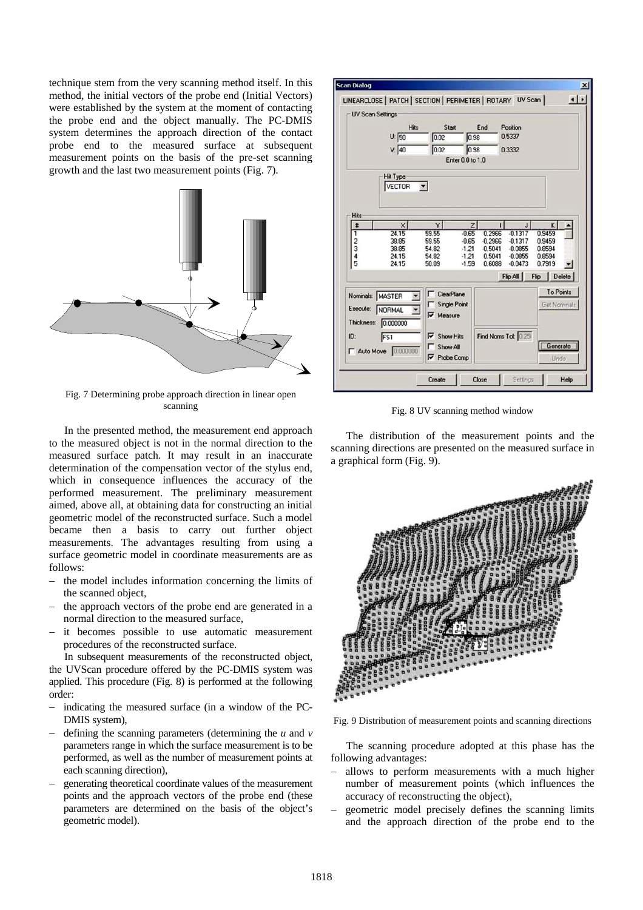technique stem from the very scanning method itself. In this method, the initial vectors of the probe end (Initial Vectors) were established by the system at the moment of contacting the probe end and the object manually. The PC-DMIS system determines the approach direction of the contact probe end to the measured surface at subsequent measurement points on the basis of the pre-set scanning growth and the last two measurement points (Fig. 7).

Fig. 7 Determining probe approach direction in linear open scanning

In the presented method, the measurement end approach to the measured object is not in the normal direction to the measured surface patch. It may result in an inaccurate determination of the compensation vector of the stylus end, which in consequence influences the accuracy of the performed measurement. The preliminary measurement aimed, above all, at obtaining data for constructing an initial geometric model of the reconstructed surface. Such a model became then a basis to carry out further object measurements. The advantages resulting from using a surface geometric model in coordinate measurements are as follows:

- the model includes information concerning the limits of the scanned object,
- the approach vectors of the probe end are generated in a normal direction to the measured surface,
- it becomes possible to use automatic measurement procedures of the reconstructed surface.

In subsequent measurements of the reconstructed object, the UVScan procedure offered by the PC-DMIS system was applied. This procedure (Fig. 8) is performed at the following order:

- indicating the measured surface (in a window of the PC-DMIS system),
- defining the scanning parameters (determining the $u$ and $v$ parameters range in which the surface measurement is to be performed, as well as the number of measurement points at each scanning direction),
- generating theoretical coordinate values of the measurement points and the approach vectors of the probe end (these parameters are determined on the basis of the object's geometric model).

Fig. 8 UV scanning method window

The distribution of the measurement points and the scanning directions are presented on the measured surface in a graphical form (Fig. 9).

Fig. 9 Distribution of measurement points and scanning directions

The scanning procedure adopted at this phase has the following advantages:

- allows to perform measurements with a much higher number of measurement points (which influences the accuracy of reconstructing the object),
- geometric model precisely defines the scanning limits and the approach direction of the probe end to the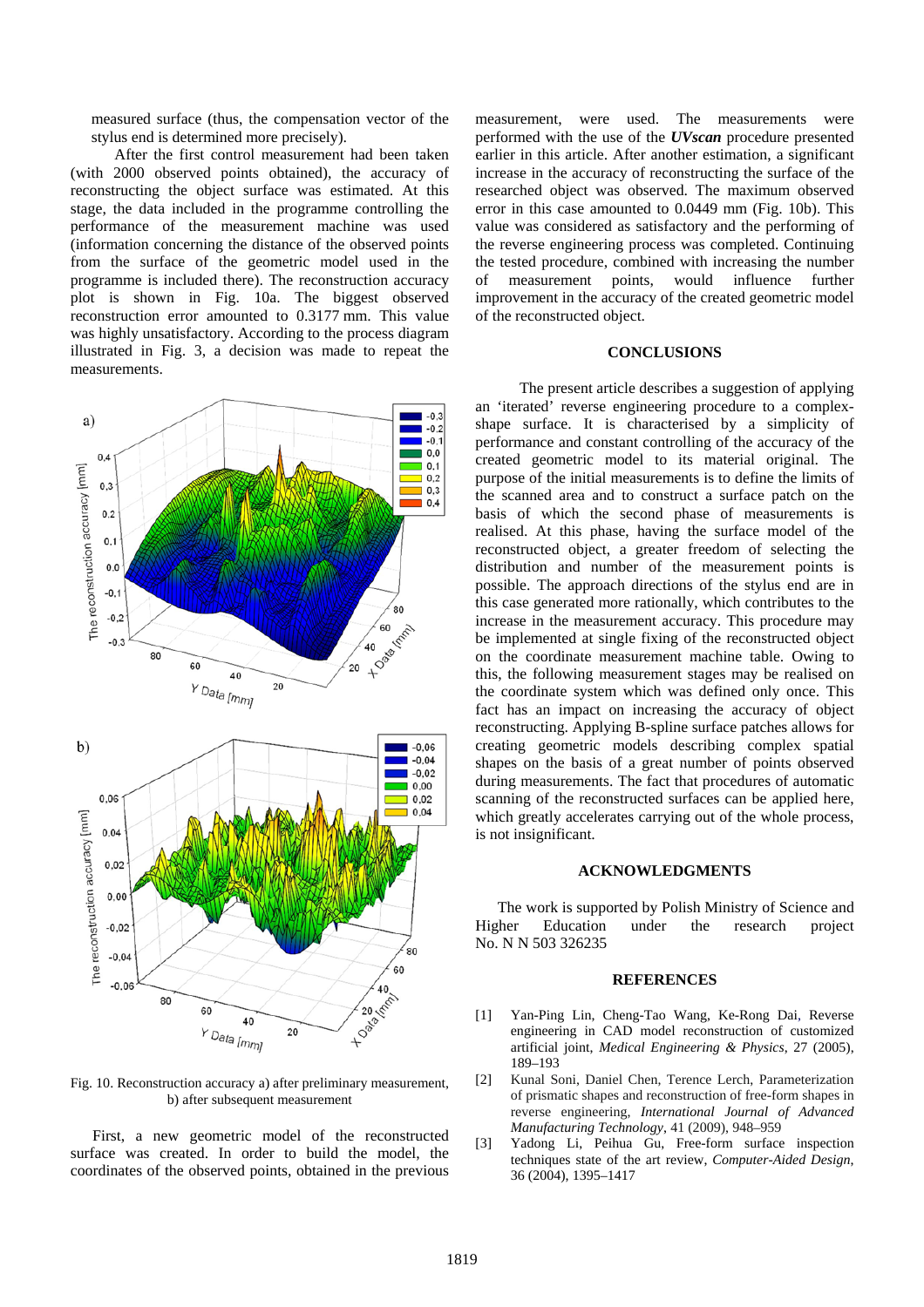measured surface (thus, the compensation vector of the stylus end is determined more precisely).

After the first control measurement had been taken (with 2000 observed points obtained), the accuracy of reconstructing the object surface was estimated. At this stage, the data included in the programme controlling the performance of the measurement machine was used (information concerning the distance of the observed points from the surface of the geometric model used in the programme is included there). The reconstruction accuracy plot is shown in Fig. 10a. The biggest observed reconstruction error amounted to 0.3177 mm. This value was highly unsatisfactory. According to the process diagram illustrated in Fig. 3, a decision was made to repeat the measurements.

Fig. 10. Reconstruction accuracy a) after preliminary measurement, b) after subsequent measurement

First, a new geometric model of the reconstructed surface was created. In order to build the model, the coordinates of the observed points, obtained in the previous measurement, were used. The measurements were performed with the use of the ***UVscan*** procedure presented earlier in this article. After another estimation, a significant increase in the accuracy of reconstructing the surface of the researched object was observed. The maximum observed error in this case amounted to 0.0449 mm (Fig. 10b). This value was considered as satisfactory and the performing of the reverse engineering process was completed. Continuing the tested procedure, combined with increasing the number of measurement points, would influence further improvement in the accuracy of the created geometric model of the reconstructed object.

## CONCLUSIONS

The present article describes a suggestion of applying an 'iterated' reverse engineering procedure to a complex-shape surface. It is characterised by a simplicity of the performance and constant controlling of the accuracy of the created geometric model to its material original. The purpose of the initial measurements is to define the limits of the scanned area and to construct a surface patch on the basis of which the second phase of measurements is realised. At this phase, having the surface model of the reconstructed object, a greater freedom of selecting the distribution and number of the measurement points is possible. The approach directions of the stylus end are in this case generated more rationally, which contributes to the increase in the measurement accuracy. This procedure may be implemented at single fixing of the reconstructed object on the coordinate measurement machine table. Owing to this, the following measurement stages may be realised on the coordinate system which was defined only once. This fact has an impact on increasing the accuracy of object reconstructing. Applying B-spline surface patches allows for creating geometric models describing complex spatial shapes on the basis of a great number of points observed during measurements. The fact that procedures of automatic scanning of the reconstructed surfaces can be applied here, which greatly accelerates carrying out of the whole process, is not insignificant.

## ACKNOWLEDGMENTS

The work is supported by Polish Ministry of Science and Higher Education under the research project No. N N 503 326235

## REFERENCES

[1] Yan-Ping Lin, Cheng-Tao Wang, Ke-Rong Dai, Reverse engineering in CAD model reconstruction of customized artificial joint, *Medical Engineering & Physics*, 27 (2005), 189–193

[2] Kunal Soni, Daniel Chen, Terence Lerch, Parameterization of prismatic shapes and reconstruction of free-form shapes in reverse engineering, *International Journal of Advanced Manufacturing Technology*, 41 (2009), 948–959

[3] Yadong Li, Peihua Gu, Free-form surface inspection techniques state of the art review, *Computer-Aided Design*, 36 (2004), 1395–1417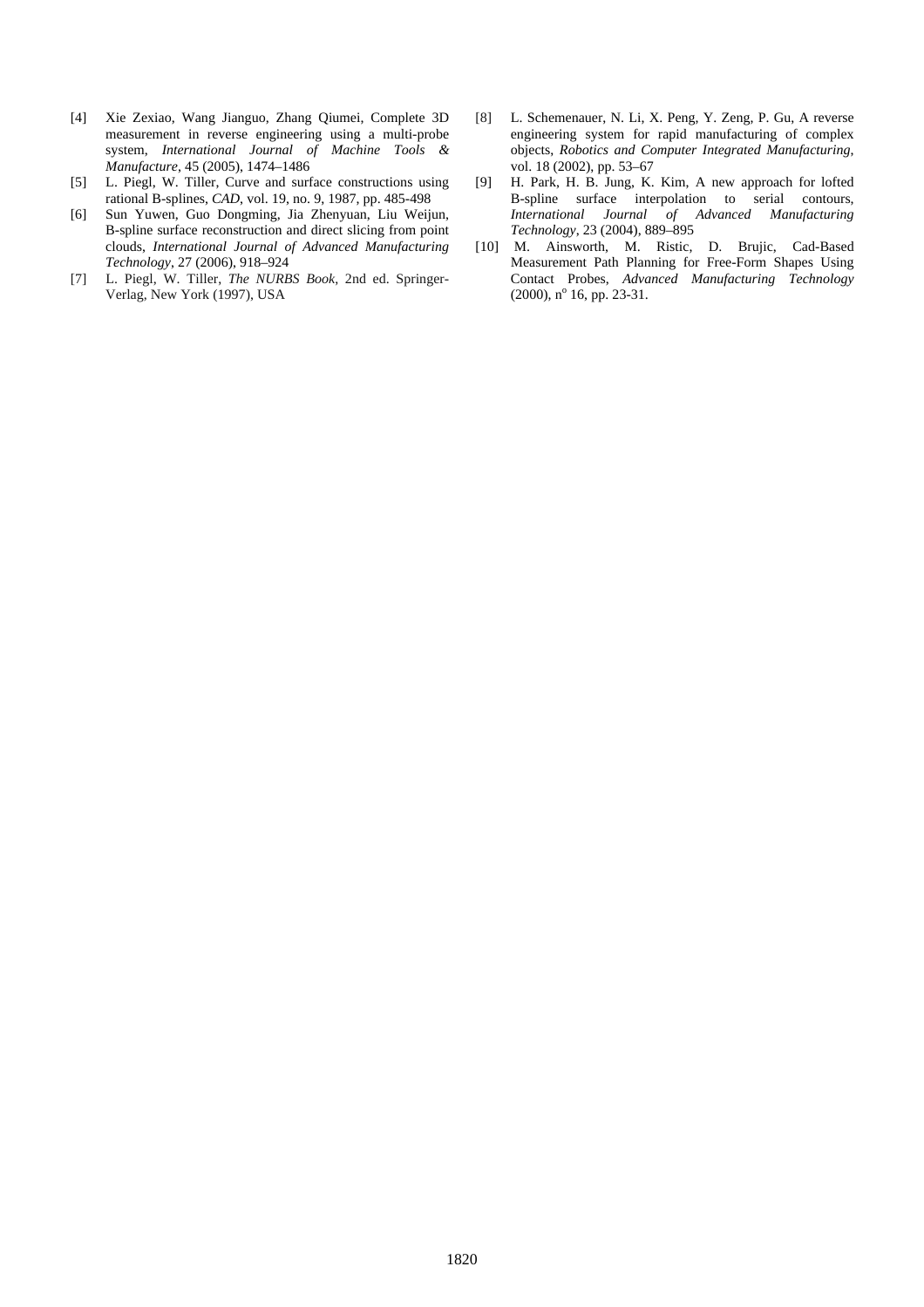[4] Xie Zexiao, Wang Jianguo, Zhang Qiumei, Complete 3D measurement in reverse engineering using a multi-probe system, *International Journal of Machine Tools & Manufacture*, 45 (2005), 1474–1486

[5] L. Piegl, W. Tiller, Curve and surface constructions using rational B-splines, *CAD*, vol. 19, no. 9, 1987, pp. 485-498

[6] Sun Yuwen, Guo Dongming, Jia Zhenyuan, Liu Weijun, B-spline surface reconstruction and direct slicing from point clouds, *International Journal of Advanced Manufacturing Technology*, 27 (2006), 918–924

[7] L. Piegl, W. Tiller, *The NURBS Book*, 2nd ed. Springer-Verlag, New York (1997), USA

[8] L. Schemenauer, N. Li, X. Peng, Y. Zeng, P. Gu, A reverse engineering system for rapid manufacturing of complex objects, *Robotics and Computer Integrated Manufacturing*, vol. 18 (2002), pp. 53–67

[9] H. Park, H. B. Jung, K. Kim, A new approach for lofted B-spline surface interpolation to serial contours, *International Journal of Advanced Manufacturing Technology*, 23 (2004), 889–895

[10] M. Ainsworth, M. Ristic, D. Brujic, Cad-Based Measurement Path Planning for Free-Form Shapes Using Contact Probes, *Advanced Manufacturing Technology* (2000), n$^{o}$ 16, pp. 23-31.